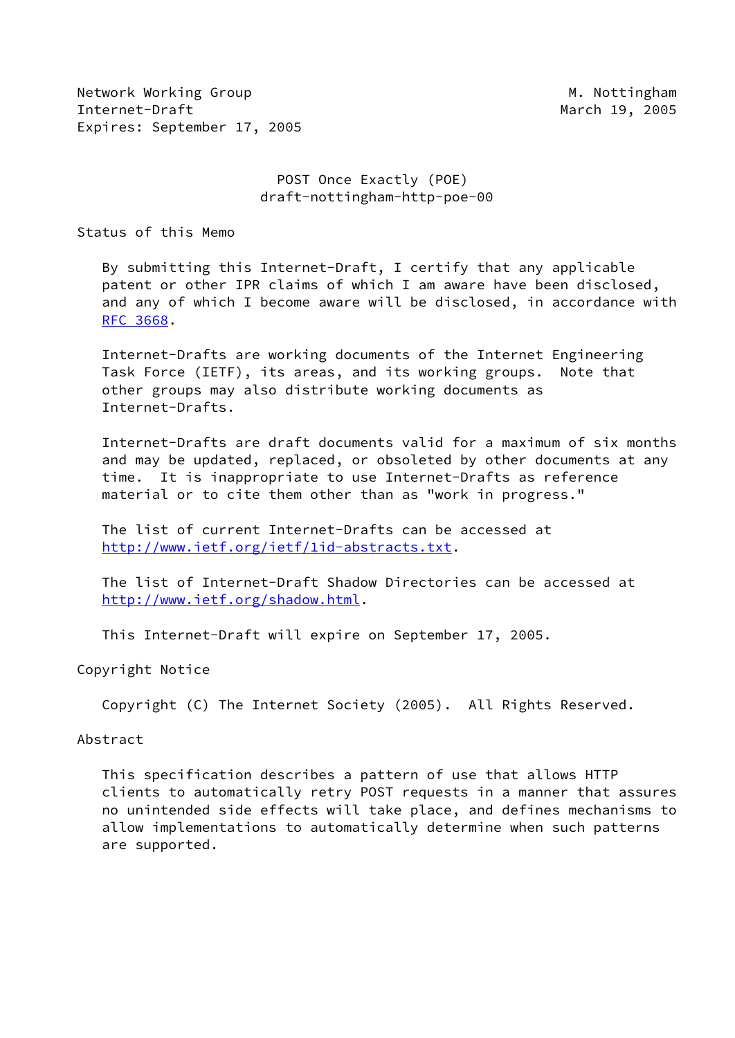Network Working Group M. Nottingham
Internet-Draft March 19, 2005
Expires: September 17, 2005

# POST Once Exactly (POE)
draft-nottingham-http-poe-00

## Status of this Memo

By submitting this Internet-Draft, I certify that any applicable patent or other IPR claims of which I am aware have been disclosed, and any of which I become aware will be disclosed, in accordance with RFC 3668.

Internet-Drafts are working documents of the Internet Engineering Task Force (IETF), its areas, and its working groups. Note that other groups may also distribute working documents as Internet-Drafts.

Internet-Drafts are draft documents valid for a maximum of six months and may be updated, replaced, or obsoleted by other documents at any time. It is inappropriate to use Internet-Drafts as reference material or to cite them other than as "work in progress."

The list of current Internet-Drafts can be accessed at http://www.ietf.org/ietf/1id-abstracts.txt.

The list of Internet-Draft Shadow Directories can be accessed at http://www.ietf.org/shadow.html.

This Internet-Draft will expire on September 17, 2005.

## Copyright Notice

Copyright (C) The Internet Society (2005). All Rights Reserved.

## Abstract

This specification describes a pattern of use that allows HTTP clients to automatically retry POST requests in a manner that assures no unintended side effects will take place, and defines mechanisms to allow implementations to automatically determine when such patterns are supported.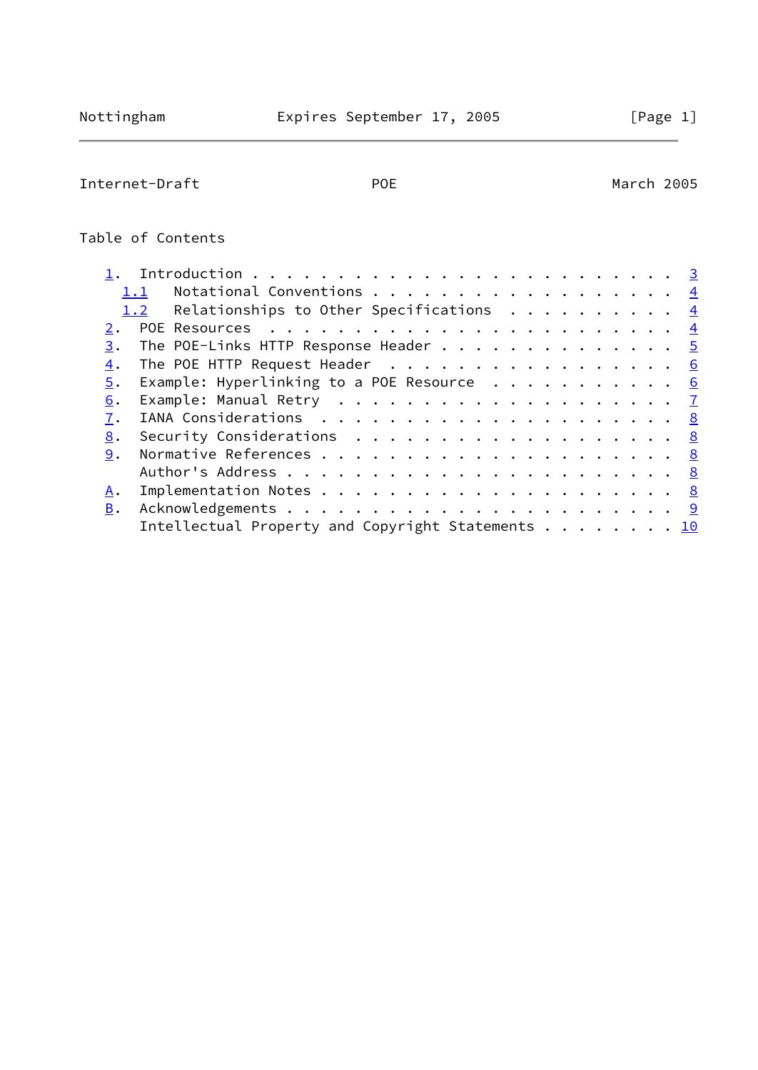Table of Contents

1. Introduction . . . . . . . . . . . . . . . . . . . . . . . . 3
   1.1 Notational Conventions . . . . . . . . . . . . . . . . . 4
   1.2 Relationships to Other Specifications . . . . . . . . . 4
2. POE Resources . . . . . . . . . . . . . . . . . . . . . . . 4
3. The POE-Links HTTP Response Header . . . . . . . . . . . . . 5
4. The POE HTTP Request Header . . . . . . . . . . . . . . . . 6
5. Example: Hyperlinking to a POE Resource . . . . . . . . . . 6
6. Example: Manual Retry . . . . . . . . . . . . . . . . . . . 7
7. IANA Considerations . . . . . . . . . . . . . . . . . . . . 8
8. Security Considerations . . . . . . . . . . . . . . . . . . 8
9. Normative References . . . . . . . . . . . . . . . . . . . . 8
   Author's Address . . . . . . . . . . . . . . . . . . . . . . 8
A. Implementation Notes . . . . . . . . . . . . . . . . . . . . 8
B. Acknowledgements . . . . . . . . . . . . . . . . . . . . . . 9
   Intellectual Property and Copyright Statements . . . . . . . . 10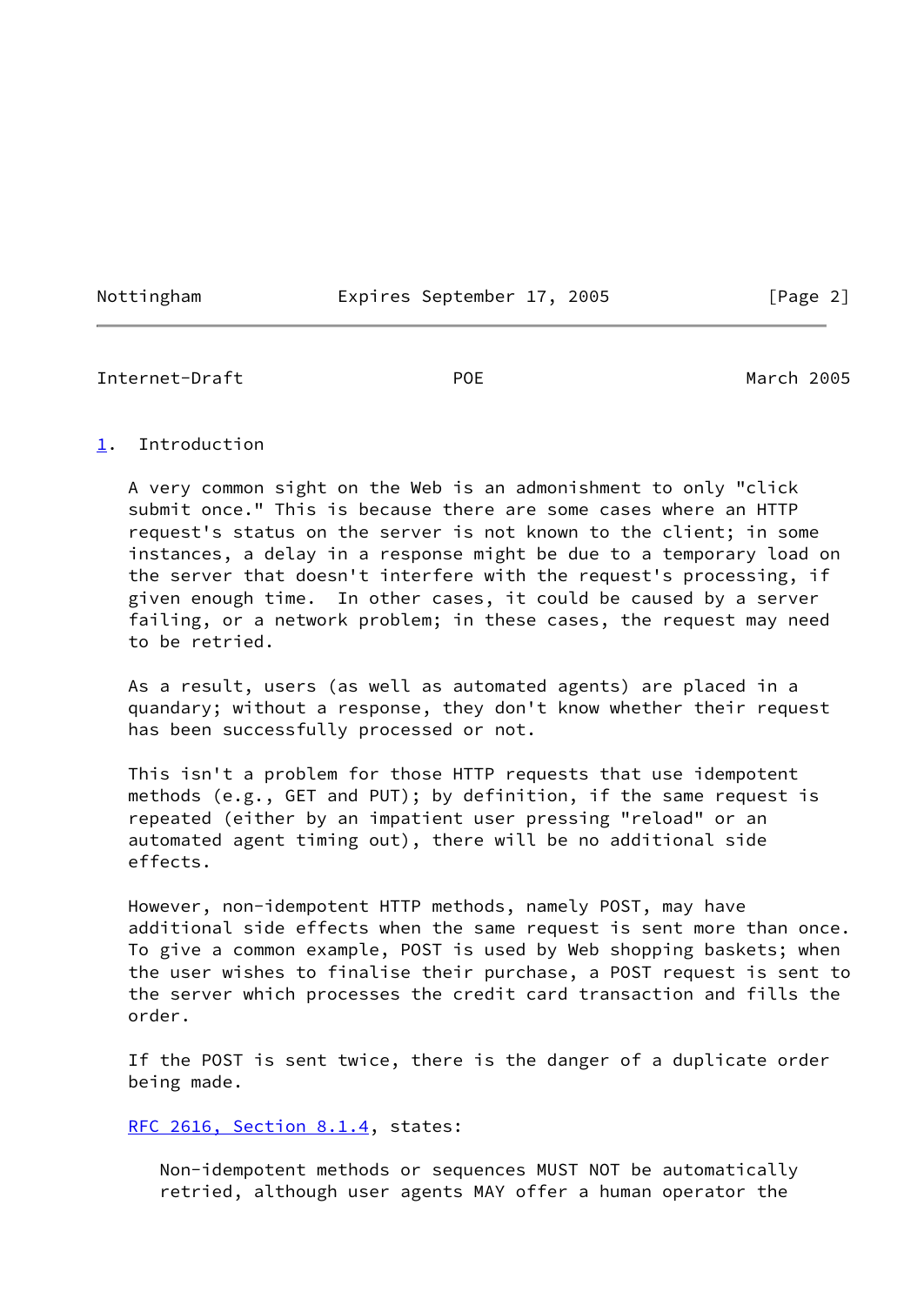## 1. Introduction

A very common sight on the Web is an admonishment to only "click submit once." This is because there are some cases where an HTTP request's status on the server is not known to the client; in some instances, a delay in a response might be due to a temporary load on the server that doesn't interfere with the request's processing, if given enough time. In other cases, it could be caused by a server failing, or a network problem; in these cases, the request may need to be retried.

As a result, users (as well as automated agents) are placed in a quandary; without a response, they don't know whether their request has been successfully processed or not.

This isn't a problem for those HTTP requests that use idempotent methods (e.g., GET and PUT); by definition, if the same request is repeated (either by an impatient user pressing "reload" or an automated agent timing out), there will be no additional side effects.

However, non-idempotent HTTP methods, namely POST, may have additional side effects when the same request is sent more than once. To give a common example, POST is used by Web shopping baskets; when the user wishes to finalise their purchase, a POST request is sent to the server which processes the credit card transaction and fills the order.

If the POST is sent twice, there is the danger of a duplicate order being made.

RFC 2616, Section 8.1.4, states:

> Non-idempotent methods or sequences MUST NOT be automatically retried, although user agents MAY offer a human operator the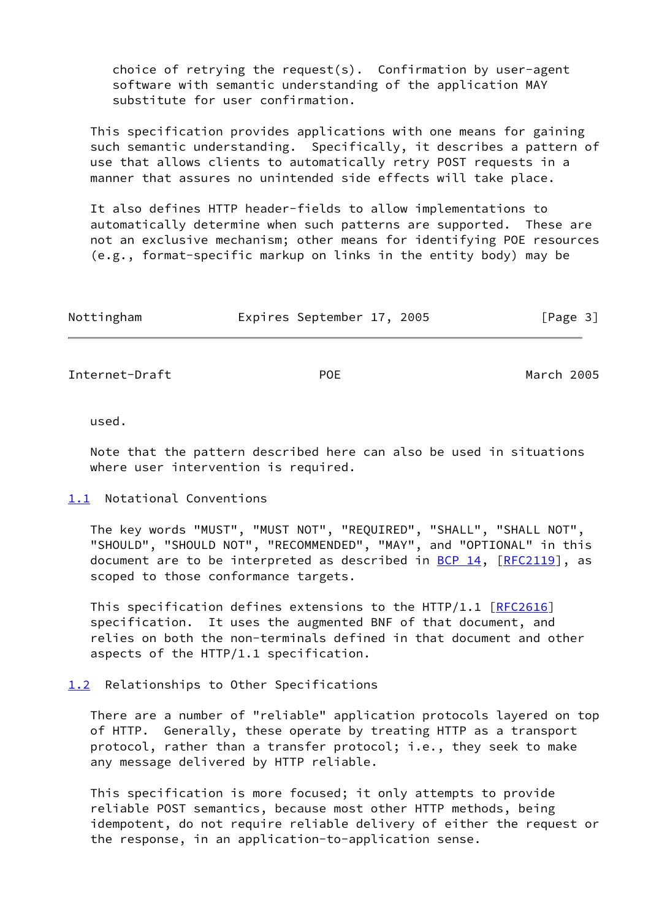choice of retrying the request(s). Confirmation by user-agent software with semantic understanding of the application MAY substitute for user confirmation.

This specification provides applications with one means for gaining such semantic understanding. Specifically, it describes a pattern of use that allows clients to automatically retry POST requests in a manner that assures no unintended side effects will take place.

It also defines HTTP header-fields to allow implementations to automatically determine when such patterns are supported. These are not an exclusive mechanism; other means for identifying POE resources (e.g., format-specific markup on links in the entity body) may be used.

Note that the pattern described here can also be used in situations where user intervention is required.

## 1.1 Notational Conventions

The key words "MUST", "MUST NOT", "REQUIRED", "SHALL", "SHALL NOT", "SHOULD", "SHOULD NOT", "RECOMMENDED", "MAY", and "OPTIONAL" in this document are to be interpreted as described in BCP 14, [RFC2119], as scoped to those conformance targets.

This specification defines extensions to the HTTP/1.1 [RFC2616] specification. It uses the augmented BNF of that document, and relies on both the non-terminals defined in that document and other aspects of the HTTP/1.1 specification.

## 1.2 Relationships to Other Specifications

There are a number of "reliable" application protocols layered on top of HTTP. Generally, these operate by treating HTTP as a transport protocol, rather than a transfer protocol; i.e., they seek to make any message delivered by HTTP reliable.

This specification is more focused; it only attempts to provide reliable POST semantics, because most other HTTP methods, being idempotent, do not require reliable delivery of either the request or the response, in an application-to-application sense.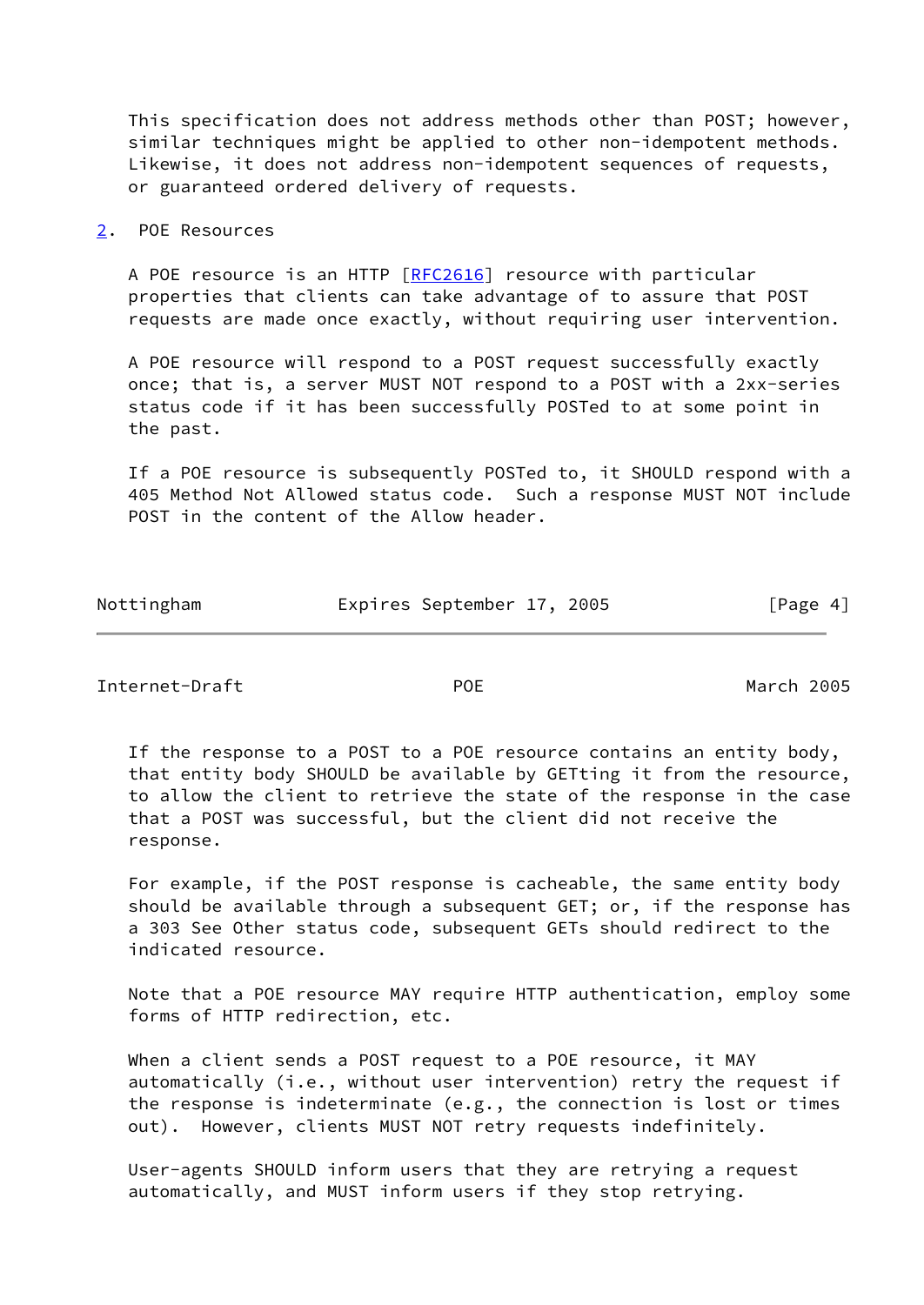This specification does not address methods other than POST; however, similar techniques might be applied to other non-idempotent methods. Likewise, it does not address non-idempotent sequences of requests, or guaranteed ordered delivery of requests.

## 2. POE Resources

A POE resource is an HTTP [RFC2616] resource with particular properties that clients can take advantage of to assure that POST requests are made once exactly, without requiring user intervention.

A POE resource will respond to a POST request successfully exactly once; that is, a server MUST NOT respond to a POST with a 2xx-series status code if it has been successfully POSTed to at some point in the past.

If a POE resource is subsequently POSTed to, it SHOULD respond with a 405 Method Not Allowed status code. Such a response MUST NOT include POST in the content of the Allow header.

If the response to a POST to a POE resource contains an entity body, that entity body SHOULD be available by GETting it from the resource, to allow the client to retrieve the state of the response in the case that a POST was successful, but the client did not receive the response.

For example, if the POST response is cacheable, the same entity body should be available through a subsequent GET; or, if the response has a 303 See Other status code, subsequent GETs should redirect to the indicated resource.

Note that a POE resource MAY require HTTP authentication, employ some forms of HTTP redirection, etc.

When a client sends a POST request to a POE resource, it MAY automatically (i.e., without user intervention) retry the request if the response is indeterminate (e.g., the connection is lost or times out). However, clients MUST NOT retry requests indefinitely.

User-agents SHOULD inform users that they are retrying a request automatically, and MUST inform users if they stop retrying.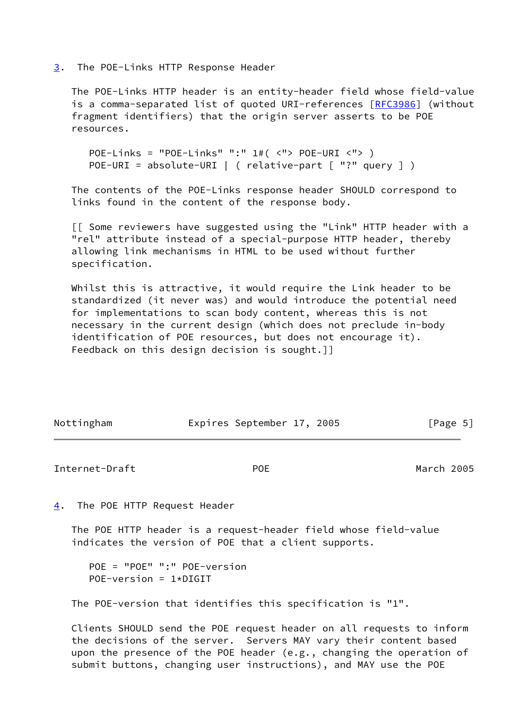## 3. The POE-Links HTTP Response Header

The POE-Links HTTP header is an entity-header field whose field-value is a comma-separated list of quoted URI-references [RFC3986] (without fragment identifiers) that the origin server asserts to be POE resources.

```
POE-Links = "POE-Links" ":" 1#( <"> POE-URI <"> )
POE-URI = absolute-URI | ( relative-part [ "?" query ] )
```

The contents of the POE-Links response header SHOULD correspond to links found in the content of the response body.

[[ Some reviewers have suggested using the "Link" HTTP header with a "rel" attribute instead of a special-purpose HTTP header, thereby allowing link mechanisms in HTML to be used without further specification.

Whilst this is attractive, it would require the Link header to be standardized (it never was) and would introduce the potential need for implementations to scan body content, whereas this is not necessary in the current design (which does not preclude in-body identification of POE resources, but does not encourage it). Feedback on this design decision is sought.]]

## 4. The POE HTTP Request Header

The POE HTTP header is a request-header field whose field-value indicates the version of POE that a client supports.

```
POE = "POE" ":" POE-version
POE-version = 1*DIGIT
```

The POE-version that identifies this specification is "1".

Clients SHOULD send the POE request header on all requests to inform the decisions of the server. Servers MAY vary their content based upon the presence of the POE header (e.g., changing the operation of submit buttons, changing user instructions), and MAY use the POE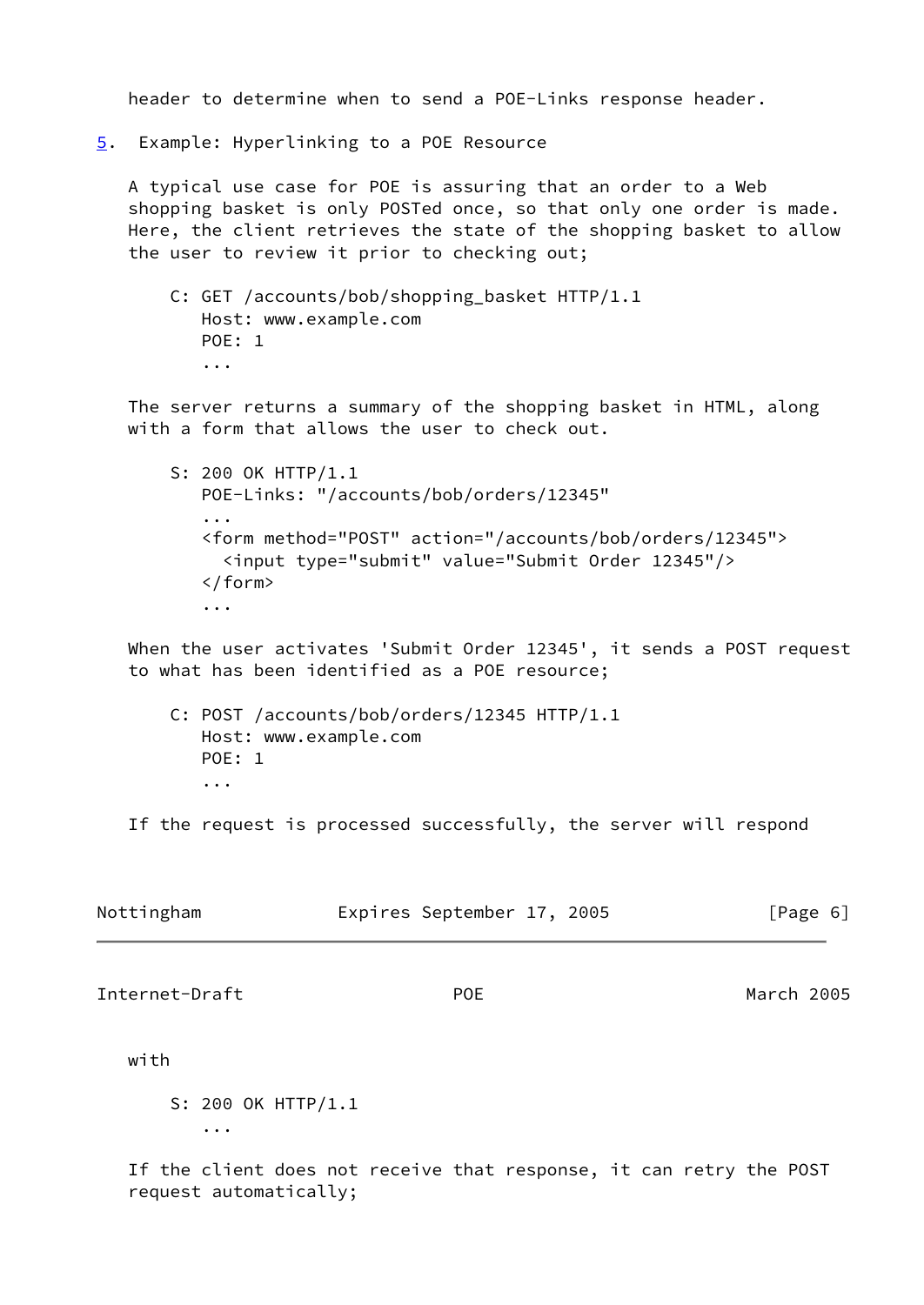header to determine when to send a POE-Links response header.

## 5. Example: Hyperlinking to a POE Resource

A typical use case for POE is assuring that an order to a Web shopping basket is only POSTed once, so that only one order is made. Here, the client retrieves the state of the shopping basket to allow the user to review it prior to checking out;

```
C: GET /accounts/bob/shopping_basket HTTP/1.1
   Host: www.example.com
   POE: 1
   ...
```

The server returns a summary of the shopping basket in HTML, along with a form that allows the user to check out.

```
S: 200 OK HTTP/1.1
   POE-Links: "/accounts/bob/orders/12345"
   ...
   <form method="POST" action="/accounts/bob/orders/12345">
     <input type="submit" value="Submit Order 12345"/>
   </form>
   ...
```

When the user activates 'Submit Order 12345', it sends a POST request to what has been identified as a POE resource;

```
C: POST /accounts/bob/orders/12345 HTTP/1.1
   Host: www.example.com
   POE: 1
   ...
```

If the request is processed successfully, the server will respond with

```
S: 200 OK HTTP/1.1
   ...
```

If the client does not receive that response, it can retry the POST request automatically;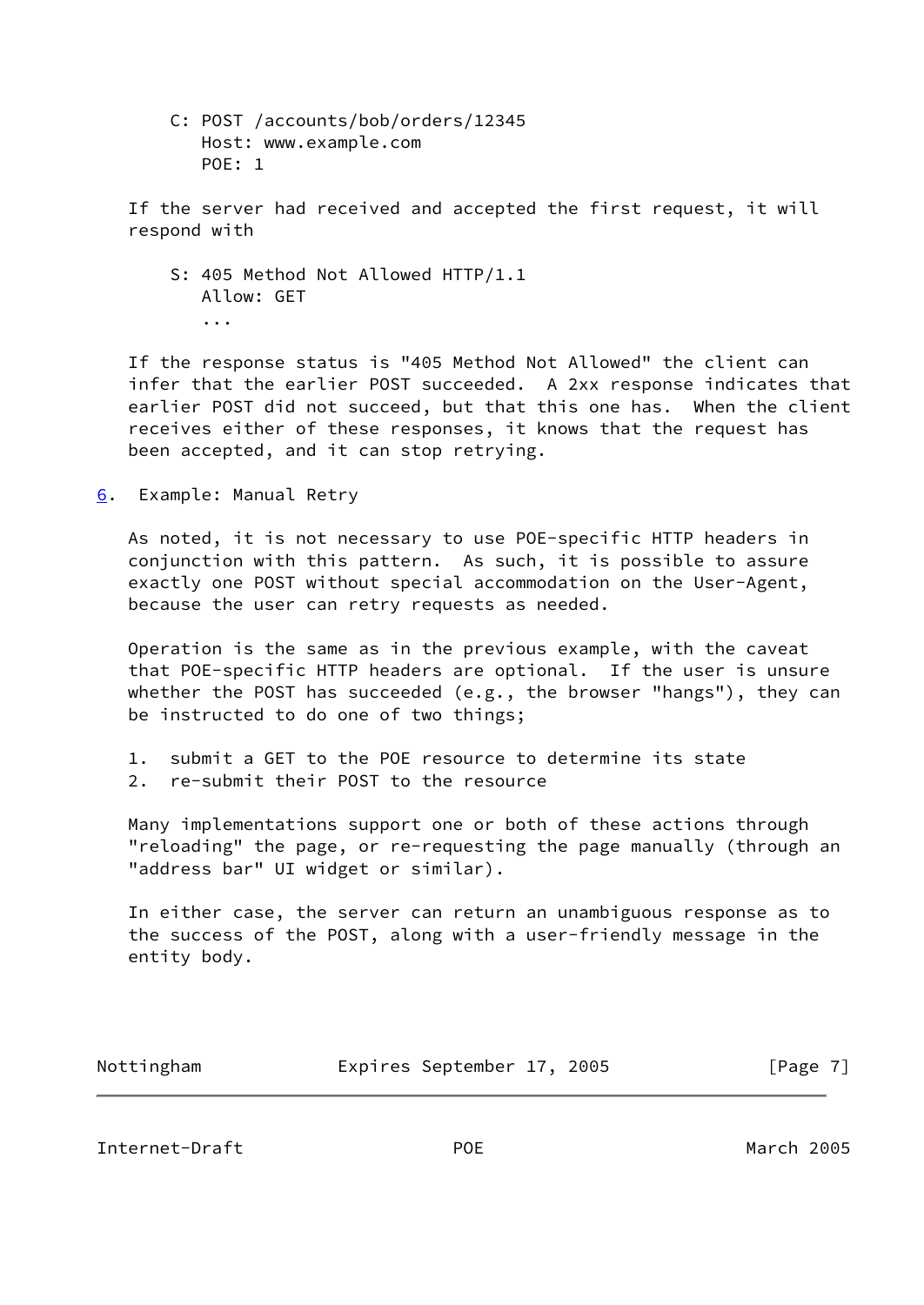```
C: POST /accounts/bob/orders/12345
   Host: www.example.com
   POE: 1
```

If the server had received and accepted the first request, it will respond with

```
S: 405 Method Not Allowed HTTP/1.1
   Allow: GET
   ...
```

If the response status is "405 Method Not Allowed" the client can infer that the earlier POST succeeded. A 2xx response indicates that earlier POST did not succeed, but that this one has. When the client receives either of these responses, it knows that the request has been accepted, and it can stop retrying.

## 6. Example: Manual Retry

As noted, it is not necessary to use POE-specific HTTP headers in conjunction with this pattern. As such, it is possible to assure exactly one POST without special accommodation on the User-Agent, because the user can retry requests as needed.

Operation is the same as in the previous example, with the caveat that POE-specific HTTP headers are optional. If the user is unsure whether the POST has succeeded (e.g., the browser "hangs"), they can be instructed to do one of two things;

1. submit a GET to the POE resource to determine its state
2. re-submit their POST to the resource

Many implementations support one or both of these actions through "reloading" the page, or re-requesting the page manually (through an "address bar" UI widget or similar).

In either case, the server can return an unambiguous response as to the success of the POST, along with a user-friendly message in the entity body.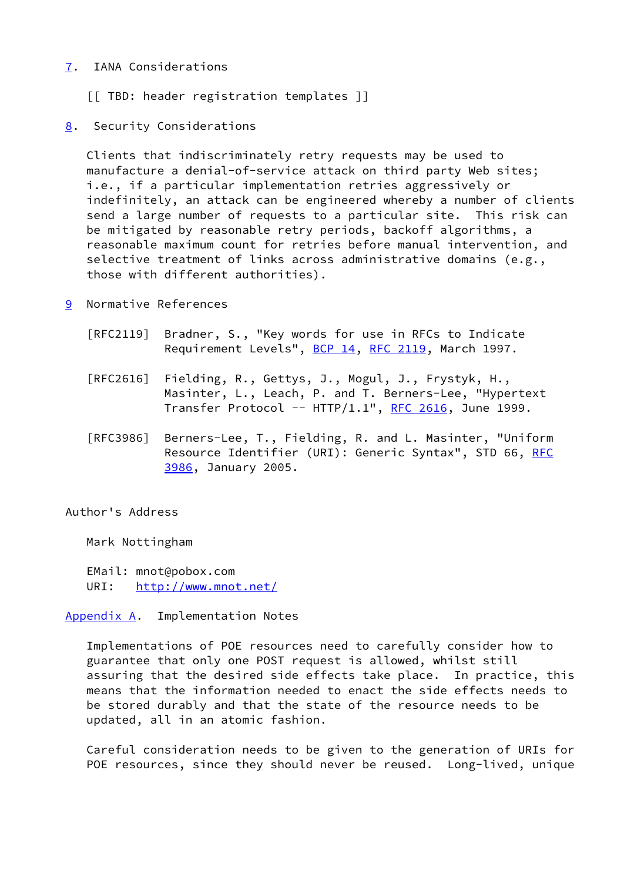## 7. IANA Considerations

[[ TBD: header registration templates ]]

## 8. Security Considerations

Clients that indiscriminately retry requests may be used to manufacture a denial-of-service attack on third party Web sites; i.e., if a particular implementation retries aggressively or indefinitely, an attack can be engineered whereby a number of clients send a large number of requests to a particular site. This risk can be mitigated by reasonable retry periods, backoff algorithms, a reasonable maximum count for retries before manual intervention, and selective treatment of links across administrative domains (e.g., those with different authorities).

## 9 Normative References

[RFC2119] Bradner, S., "Key words for use in RFCs to Indicate Requirement Levels", BCP 14, RFC 2119, March 1997.

[RFC2616] Fielding, R., Gettys, J., Mogul, J., Frystyk, H., Masinter, L., Leach, P. and T. Berners-Lee, "Hypertext Transfer Protocol -- HTTP/1.1", RFC 2616, June 1999.

[RFC3986] Berners-Lee, T., Fielding, R. and L. Masinter, "Uniform Resource Identifier (URI): Generic Syntax", STD 66, RFC 3986, January 2005.

## Author's Address

Mark Nottingham

EMail: mnot@pobox.com
URI: http://www.mnot.net/

## Appendix A. Implementation Notes

Implementations of POE resources need to carefully consider how to guarantee that only one POST request is allowed, whilst still assuring that the desired side effects take place. In practice, this means that the information needed to enact the side effects needs to be stored durably and that the state of the resource needs to be updated, all in an atomic fashion.

Careful consideration needs to be given to the generation of URIs for POE resources, since they should never be reused. Long-lived, unique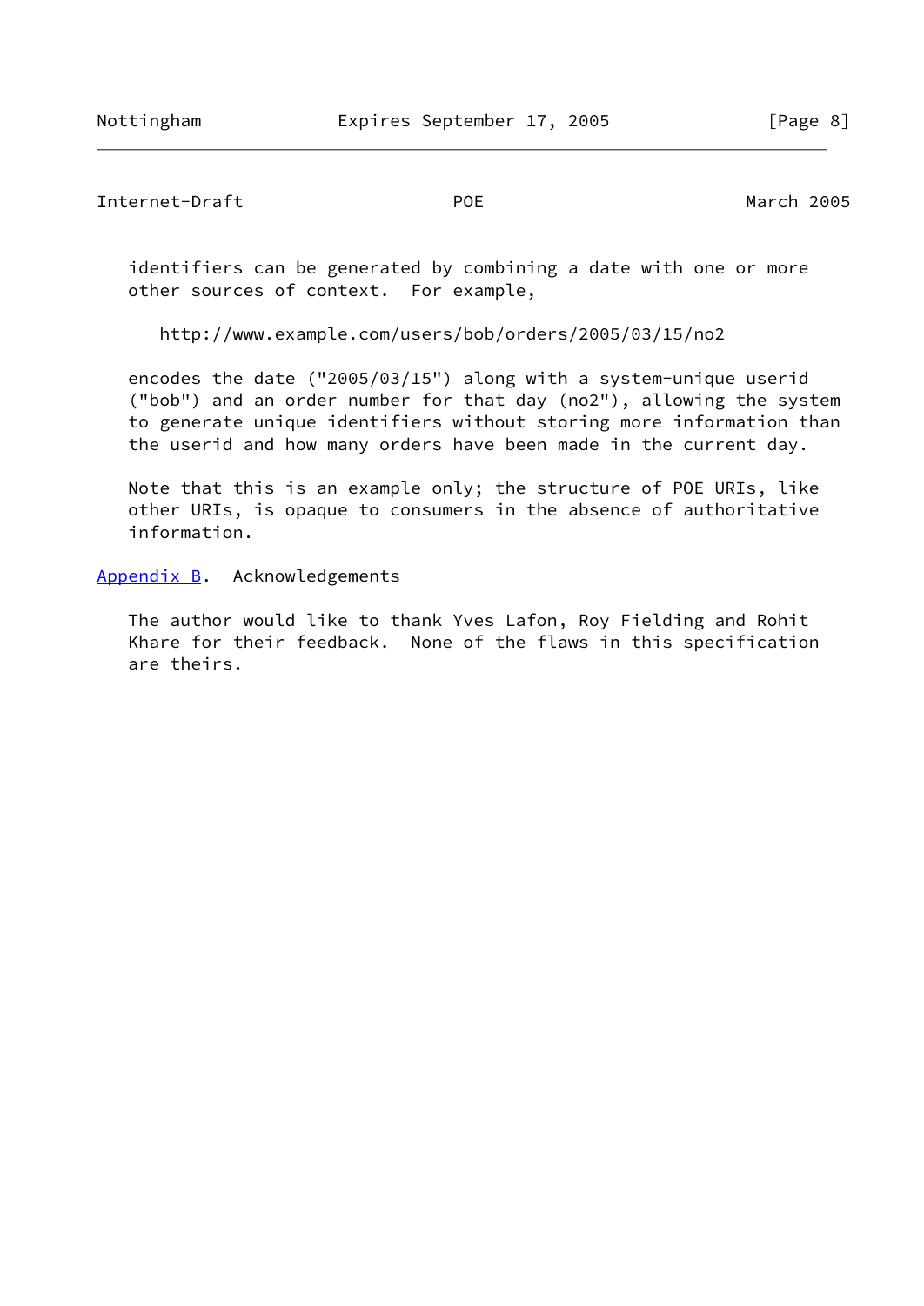identifiers can be generated by combining a date with one or more other sources of context. For example,

```
http://www.example.com/users/bob/orders/2005/03/15/no2
```

encodes the date ("2005/03/15") along with a system-unique userid ("bob") and an order number for that day (no2"), allowing the system to generate unique identifiers without storing more information than the userid and how many orders have been made in the current day.

Note that this is an example only; the structure of POE URIs, like other URIs, is opaque to consumers in the absence of authoritative information.

## Appendix B. Acknowledgements

The author would like to thank Yves Lafon, Roy Fielding and Rohit Khare for their feedback. None of the flaws in this specification are theirs.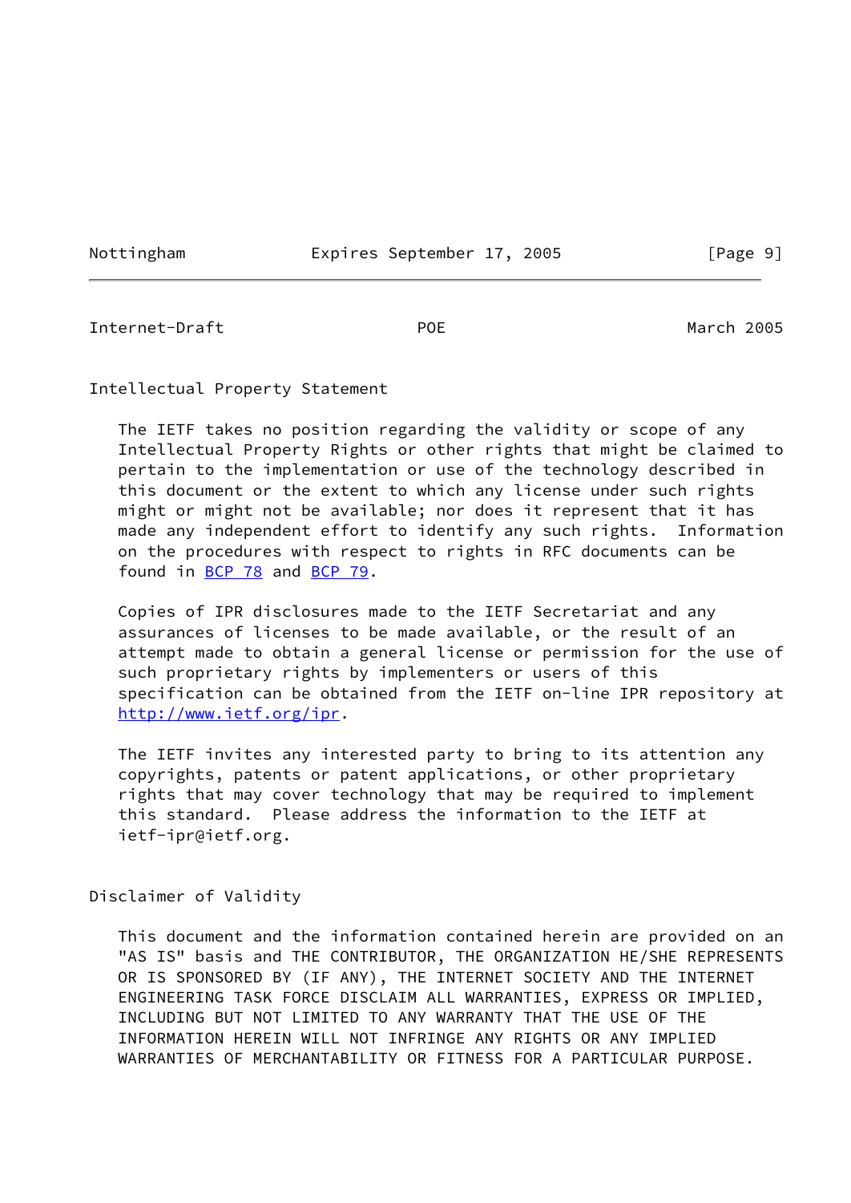## Intellectual Property Statement

The IETF takes no position regarding the validity or scope of any Intellectual Property Rights or other rights that might be claimed to pertain to the implementation or use of the technology described in this document or the extent to which any license under such rights might or might not be available; nor does it represent that it has made any independent effort to identify any such rights. Information on the procedures with respect to rights in RFC documents can be found in BCP 78 and BCP 79.

Copies of IPR disclosures made to the IETF Secretariat and any assurances of licenses to be made available, or the result of an attempt made to obtain a general license or permission for the use of such proprietary rights by implementers or users of this specification can be obtained from the IETF on-line IPR repository at http://www.ietf.org/ipr.

The IETF invites any interested party to bring to its attention any copyrights, patents or patent applications, or other proprietary rights that may cover technology that may be required to implement this standard. Please address the information to the IETF at ietf-ipr@ietf.org.

## Disclaimer of Validity

This document and the information contained herein are provided on an "AS IS" basis and THE CONTRIBUTOR, THE ORGANIZATION HE/SHE REPRESENTS OR IS SPONSORED BY (IF ANY), THE INTERNET SOCIETY AND THE INTERNET ENGINEERING TASK FORCE DISCLAIM ALL WARRANTIES, EXPRESS OR IMPLIED, INCLUDING BUT NOT LIMITED TO ANY WARRANTY THAT THE USE OF THE INFORMATION HEREIN WILL NOT INFRINGE ANY RIGHTS OR ANY IMPLIED WARRANTIES OF MERCHANTABILITY OR FITNESS FOR A PARTICULAR PURPOSE.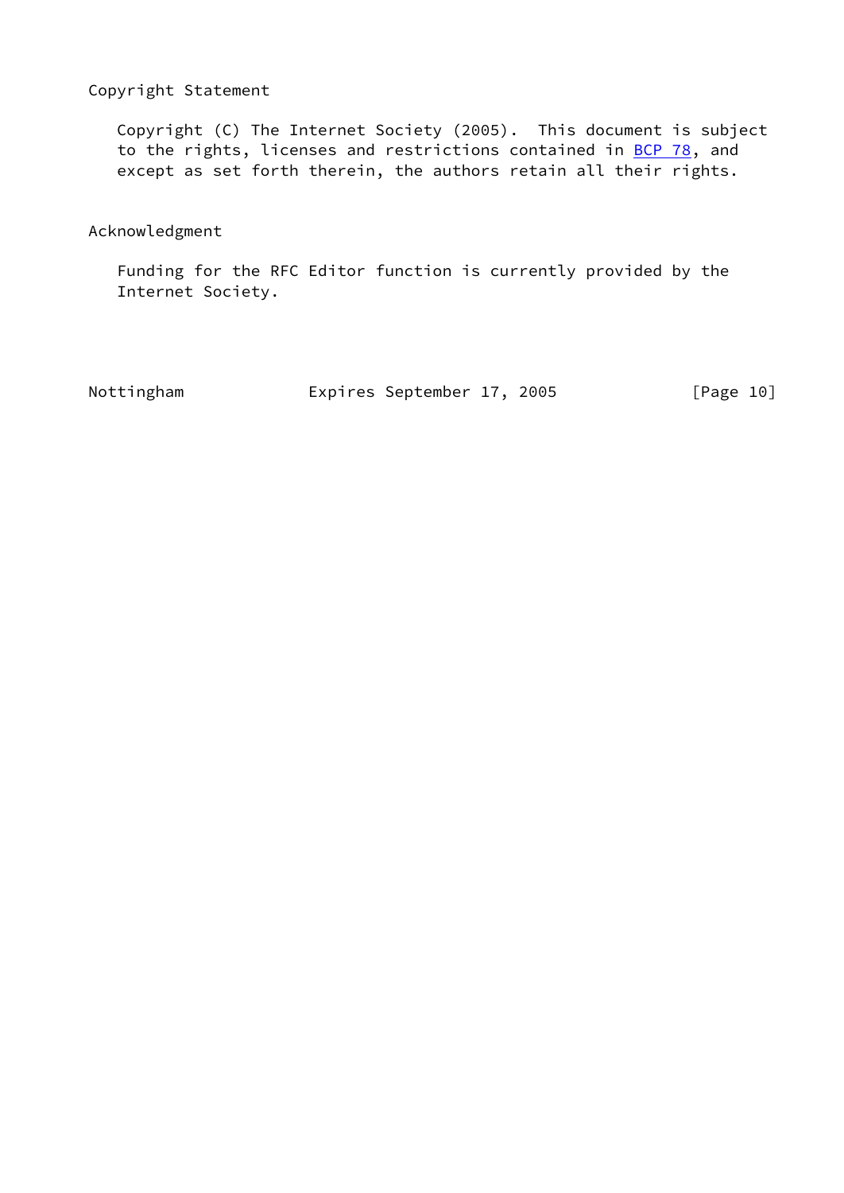## Copyright Statement

Copyright (C) The Internet Society (2005). This document is subject to the rights, licenses and restrictions contained in BCP 78, and except as set forth therein, the authors retain all their rights.

## Acknowledgment

Funding for the RFC Editor function is currently provided by the Internet Society.